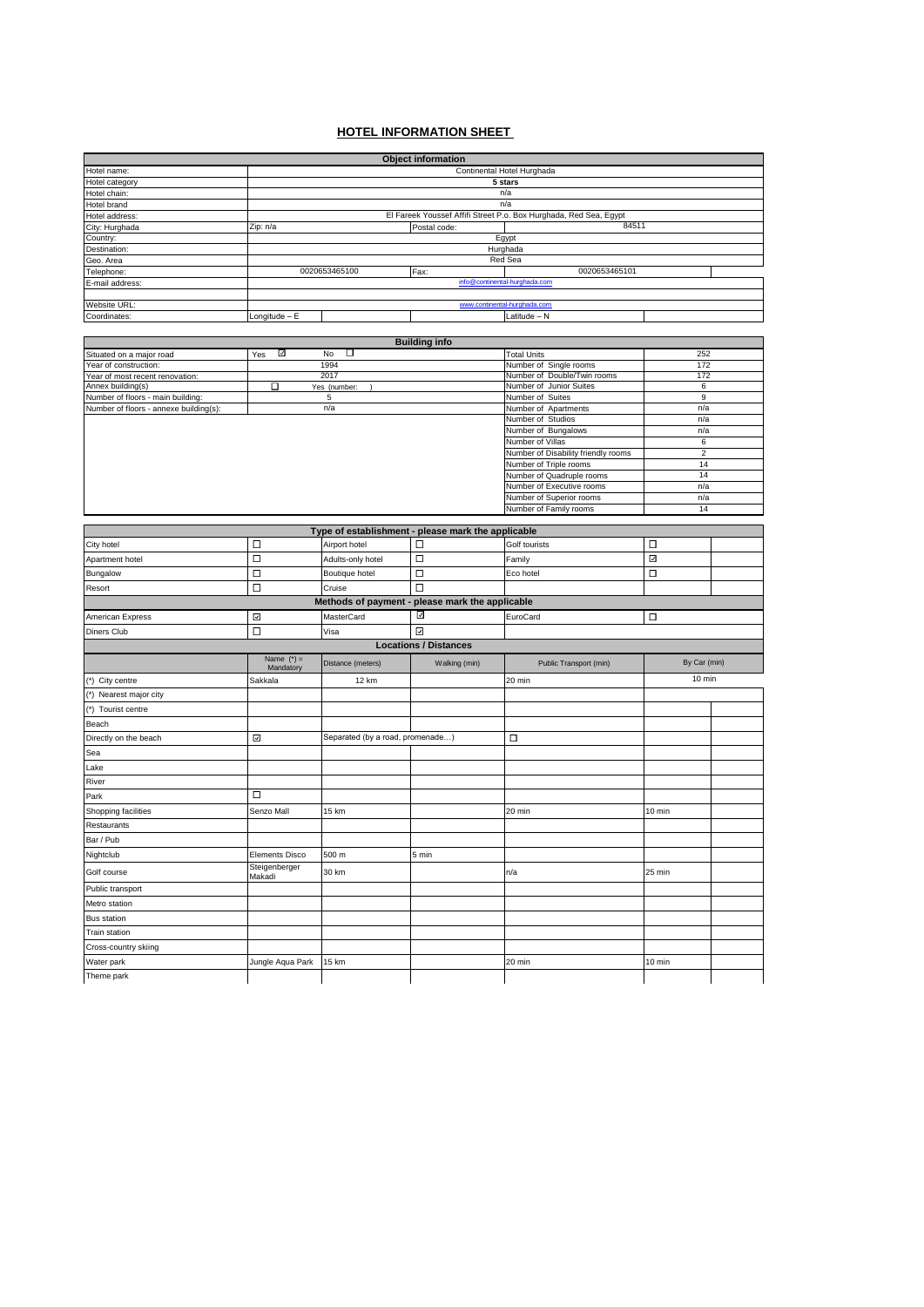# HOTEL INFORMATION SHEET

| Object information | | | | |
|---|---|---|---|---|
| Hotel name: | Continental Hotel Hurghada | | | |
| Hotel category | **5 stars** | | | |
| Hotel chain: | n/a | | | |
| Hotel brand | n/a | | | |
| Hotel address: | El Fareek Youssef Affifi Street P.o. Box Hurghada, Red Sea, Egypt | | | |
| City: Hurghada | Zip: n/a | Postal code: | 84511 | |
| Country: | Egypt | | | |
| Destination: | Hurghada | | | |
| Geo. Area | Red Sea | | | |
| Telephone: | 0020653465100 | Fax: | 0020653465101 | |
| E-mail address: | info@continental-hurghada.com | | | |
| Website URL: | www.continental-hurghada.com | | | |
| Coordinates: | Longitude – E | | Latitude – N | |

| Building info | | | | |
|---|---|---|---|---|
| Situated on a major road | Yes ☑ | No ☐ | Total Units | 252 |
| Year of construction: | 1994 | | Number of Single rooms | 172 |
| Year of most recent renovation: | 2017 | | Number of Double/Twin rooms | 172 |
| Annex building(s) | ☐ | Yes (number: ) | Number of Junior Suites | 6 |
| Number of floors - main building: | 5 | | Number of Suites | 9 |
| Number of floors - annexe building(s): | n/a | | Number of Apartments | n/a |
| | | | Number of Studios | n/a |
| | | | Number of Bungalows | n/a |
| | | | Number of Villas | 6 |
| | | | Number of Disability friendly rooms | 2 |
| | | | Number of Triple rooms | 14 |
| | | | Number of Quadruple rooms | 14 |
| | | | Number of Executive rooms | n/a |
| | | | Number of Superior rooms | n/a |
| | | | Number of Family rooms | 14 |

| Type of establishment - please mark the applicable | | | | | | |
|---|---|---|---|---|---|---|
| City hotel | ☐ | Airport hotel | ☐ | Golf tourists | ☐ | |
| Apartment hotel | ☐ | Adults-only hotel | ☐ | Family | ☑ | |
| Bungalow | ☐ | Boutique hotel | ☐ | Eco hotel | ☐ | |
| Resort | ☐ | Cruise | ☐ | | | |
| **Methods of payment - please mark the applicable** | | | | | | |
| American Express | ☑ | MasterCard | ☑ | EuroCard | ☐ | |
| Diners Club | ☐ | Visa | ☑ | | | |

| Locations / Distances | | | | | | |
|---|---|---|---|---|---|---|
| | Name (*) = Mandatory | Distance (meters) | Walking (min) | Public Transport (min) | By Car (min) | |
| (*) City centre | Sakkala | 12 km | | 20 min | 10 min | |
| (*) Nearest major city | | | | | | |
| (*) Tourist centre | | | | | | |
| Beach | | | | | | |
| Directly on the beach | ☑ | Separated (by a road, promenade…) | | ☐ | | |
| Sea | | | | | | |
| Lake | | | | | | |
| River | | | | | | |
| Park | ☐ | | | | | |
| Shopping facilities | Senzo Mall | 15 km | | 20 min | 10 min | |
| Restaurants | | | | | | |
| Bar / Pub | | | | | | |
| Nightclub | Elements Disco | 500 m | 5 min | | | |
| Golf course | Steigenberger Makadi | 30 km | | n/a | 25 min | |
| Public transport | | | | | | |
| Metro station | | | | | | |
| Bus station | | | | | | |
| Train station | | | | | | |
| Cross-country skiing | | | | | | |
| Water park | Jungle Aqua Park | 15 km | | 20 min | 10 min | |
| Theme park | | | | | | |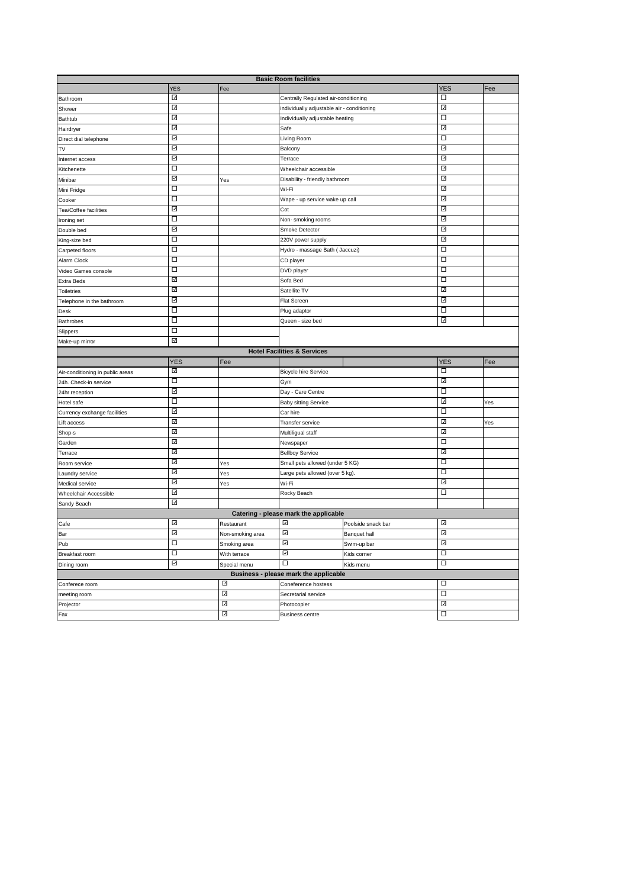| Basic Room facilities | | | | | |
|---|---|---|---|---|---|
| | YES | Fee | | YES | Fee |
| Bathroom | ☑ | | Centrally Regulated air-conditioning | ☐ | |
| Shower | ☑ | | individually adjustable air - conditioning | ☑ | |
| Bathtub | ☑ | | Individually adjustable heating | ☐ | |
| Hairdryer | ☑ | | Safe | ☑ | |
| Direct dial telephone | ☑ | | Living Room | ☐ | |
| TV | ☑ | | Balcony | ☑ | |
| Internet access | ☑ | | Terrace | ☑ | |
| Kitchenette | ☐ | | Wheelchair accessible | ☑ | |
| Minibar | ☑ | Yes | Disability - friendly bathroom | ☑ | |
| Mini Fridge | ☐ | | Wi-Fi | ☑ | |
| Cooker | ☐ | | Wape - up service wake up call | ☑ | |
| Tea/Coffee facilities | ☑ | | Cot | ☑ | |
| Ironing set | ☐ | | Non- smoking rooms | ☑ | |
| Double bed | ☑ | | Smoke Detector | ☑ | |
| King-size bed | ☐ | | 220V power supply | ☑ | |
| Carpeted floors | ☐ | | Hydro - massage Bath ( Jaccuzi) | ☐ | |
| Alarm Clock | ☐ | | CD player | ☐ | |
| Video Games console | ☐ | | DVD player | ☐ | |
| Extra Beds | ☑ | | Sofa Bed | ☐ | |
| Toiletries | ☑ | | Satellite TV | ☑ | |
| Telephone in the bathroom | ☑ | | Flat Screen | ☑ | |
| Desk | ☐ | | Plug adaptor | ☐ | |
| Bathrobes | ☐ | | Queen - size bed | ☑ | |
| Slippers | ☐ | | | | |
| Make-up mirror | ☑ | | | | |

| Hotel Facilities & Services | | | | | |
|---|---|---|---|---|---|
| | YES | Fee | | YES | Fee |
| Air-conditioning in public areas | ☑ | | Bicycle hire Service | ☐ | |
| 24h. Check-in service | ☐ | | Gym | ☑ | |
| 24hr reception | ☑ | | Day - Care Centre | ☐ | |
| Hotel safe | ☐ | | Baby sitting Service | ☑ | Yes |
| Currency exchange facilities | ☑ | | Car hire | ☐ | |
| Lift access | ☑ | | Transfer service | ☑ | Yes |
| Shop-s | ☑ | | Multiligual staff | ☑ | |
| Garden | ☑ | | Newspaper | ☐ | |
| Terrace | ☑ | | Bellboy Service | ☑ | |
| Room service | ☑ | Yes | Small pets allowed (under 5 KG) | ☐ | |
| Laundry service | ☑ | Yes | Large pets allowed (over 5 kg). | ☐ | |
| Medical service | ☑ | Yes | Wi-Fi | ☑ | |
| Wheelchair Accessible | ☑ | | Rocky Beach | ☐ | |
| Sandy Beach | ☑ | | | | |

| Catering - please mark the applicable | | | | | |
|---|---|---|---|---|---|
| Cafe | ☑ | Restaurant | ☑ | Poolside snack bar | ☑ |
| Bar | ☑ | Non-smoking area | ☑ | Banquet hall | ☑ |
| Pub | ☐ | Smoking area | ☑ | Swim-up bar | ☑ |
| Breakfast room | ☐ | With terrace | ☑ | Kids corner | ☐ |
| Dining room | ☑ | Special menu | ☐ | Kids menu | ☐ |

| Business - please mark the applicable | | | |
|---|---|---|---|
| Conferece room | ☑ | Coneference hostess | ☐ |
| meeting room | ☑ | Secretarial service | ☐ |
| Projector | ☑ | Photocopier | ☑ |
| Fax | ☑ | Business centre | ☐ |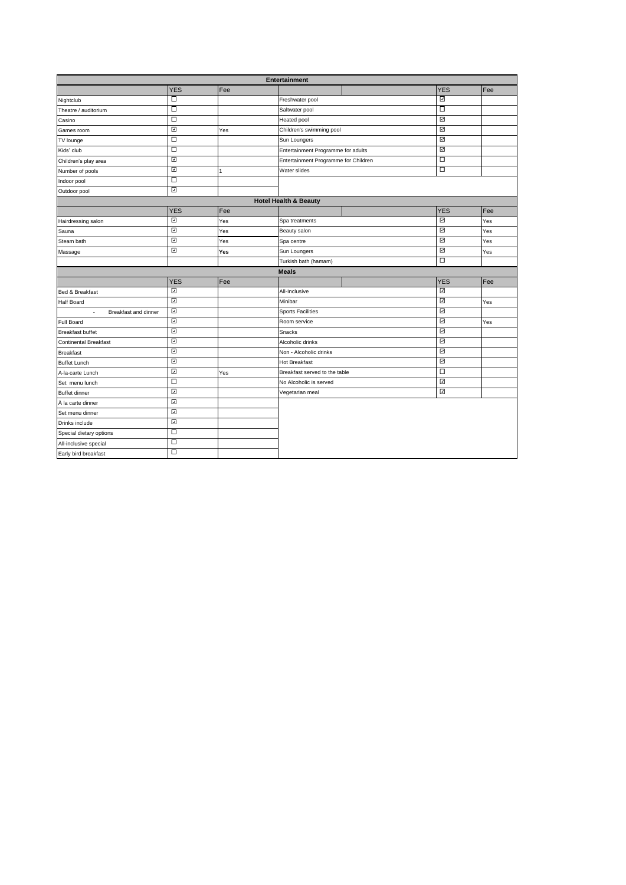| Entertainment | | | | | | |
|---|---|---|---|---|---|---|
| | YES | Fee | | | YES | Fee |
| Nightclub | ☐ | | Freshwater pool | | ☑ | |
| Theatre / auditorium | ☐ | | Saltwater pool | | ☐ | |
| Casino | ☐ | | Heated pool | | ☑ | |
| Games room | ☑ | Yes | Children's swimming pool | | ☑ | |
| TV lounge | ☐ | | Sun Loungers | | ☑ | |
| Kids' club | ☐ | | Entertainment Programme for adults | | ☑ | |
| Children's play area | ☑ | | Entertainment Programme for Children | | ☐ | |
| Number of pools | ☑ | 1 | Water slides | | ☐ | |
| Indoor pool | ☐ | | | | | |
| Outdoor pool | ☑ | | | | | |
| **Hotel Health & Beauty** | | | | | | |
| | YES | Fee | | | YES | Fee |
| Hairdressing salon | ☑ | Yes | Spa treatments | | ☑ | Yes |
| Sauna | ☑ | Yes | Beauty salon | | ☑ | Yes |
| Steam bath | ☑ | Yes | Spa centre | | ☑ | Yes |
| Massage | ☑ | **Yes** | Sun Loungers | | ☑ | Yes |
| | | | Turkish bath (hamam) | | ☐ | |
| **Meals** | | | | | | |
| | YES | Fee | | | YES | Fee |
| Bed & Breakfast | ☑ | | All-Inclusive | | ☑ | |
| Half Board | ☑ | | Minibar | | ☑ | Yes |
| - Breakfast and dinner | ☑ | | Sports Facilities | | ☑ | |
| Full Board | ☑ | | Room service | | ☑ | Yes |
| Breakfast buffet | ☑ | | Snacks | | ☑ | |
| Continental Breakfast | ☑ | | Alcoholic drinks | | ☑ | |
| Breakfast | ☑ | | Non - Alcoholic drinks | | ☑ | |
| Buffet Lunch | ☑ | | Hot Breakfast | | ☑ | |
| A-la-carte Lunch | ☑ | Yes | Breakfast served to the table | | ☐ | |
| Set menu lunch | ☐ | | No Alcoholic is served | | ☑ | |
| Buffet dinner | ☑ | | Vegetarian meal | | ☑ | |
| À la carte dinner | ☑ | | | | | |
| Set menu dinner | ☑ | | | | | |
| Drinks include | ☑ | | | | | |
| Special dietary options | ☐ | | | | | |
| All-inclusive special | ☐ | | | | | |
| Early bird breakfast | ☐ | | | | | |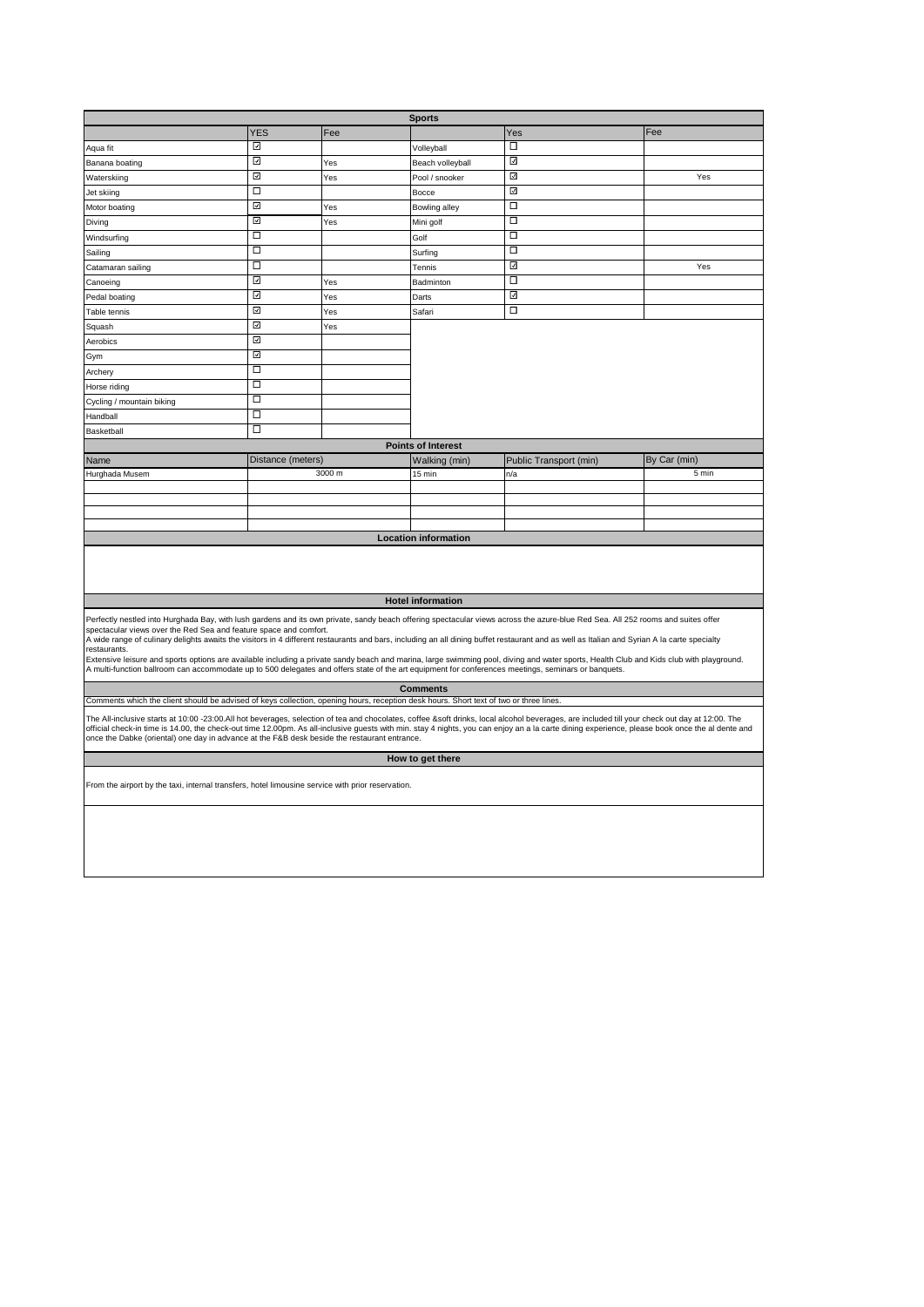## Sports

| | YES | Fee | | Yes | Fee |
|---|---|---|---|---|---|
| Aqua fit | ☑ | | Volleyball | ☐ | |
| Banana boating | ☑ | Yes | Beach volleyball | ☑ | |
| Waterskiing | ☑ | Yes | Pool / snooker | ☑ | Yes |
| Jet skiing | ☐ | | Bocce | ☑ | |
| Motor boating | ☑ | Yes | Bowling alley | ☐ | |
| Diving | ☑ | Yes | Mini golf | ☐ | |
| Windsurfing | ☐ | | Golf | ☐ | |
| Sailing | ☐ | | Surfing | ☐ | |
| Catamaran sailing | ☐ | | Tennis | ☑ | Yes |
| Canoeing | ☑ | Yes | Badminton | ☐ | |
| Pedal boating | ☑ | Yes | Darts | ☑ | |
| Table tennis | ☑ | Yes | Safari | ☐ | |
| Squash | ☑ | Yes | | | |
| Aerobics | ☑ | | | | |
| Gym | ☑ | | | | |
| Archery | ☐ | | | | |
| Horse riding | ☐ | | | | |
| Cycling / mountain biking | ☐ | | | | |
| Handball | ☐ | | | | |
| Basketball | ☐ | | | | |

## Points of Interest

| Name | Distance (meters) | Walking (min) | Public Transport (min) | By Car (min) |
|---|---|---|---|---|
| Hurghada Musem | 3000 m | 15 min | n/a | 5 min |
| | | | | |
| | | | | |
| | | | | |
| | | | | |

## Location information

## Hotel information

Perfectly nestled into Hurghada Bay, with lush gardens and its own private, sandy beach offering spectacular views across the azure-blue Red Sea. All 252 rooms and suites offer spectacular views over the Red Sea and feature space and comfort.
A wide range of culinary delights awaits the visitors in 4 different restaurants and bars, including an all dining buffet restaurant and as well as Italian and Syrian A la carte specialty restaurants.
Extensive leisure and sports options are available including a private sandy beach and marina, large swimming pool, diving and water sports, Health Club and Kids club with playground.
A multi-function ballroom can accommodate up to 500 delegates and offers state of the art equipment for conferences meetings, seminars or banquets.

## Comments

Comments which the client should be advised of keys collection, opening hours, reception desk hours. Short text of two or three lines.

The All-inclusive starts at 10:00 -23:00.All hot beverages, selection of tea and chocolates, coffee &soft drinks, local alcohol beverages, are included till your check out day at 12:00. The official check-in time is 14.00, the check-out time 12.00pm. As all-inclusive guests with min. stay 4 nights, you can enjoy an a la carte dining experience, please book once the al dente and once the Dabke (oriental) one day in advance at the F&B desk beside the restaurant entrance.

## How to get there

From the airport by the taxi, internal transfers, hotel limousine service with prior reservation.